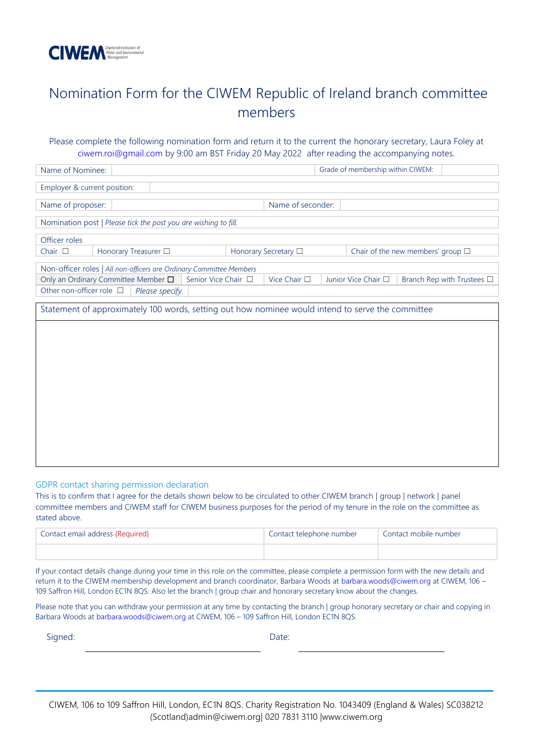CIWEM Chartered Institution of Water and Environmental Management

# Nomination Form for the CIWEM Republic of Ireland branch committee members

Please complete the following nomination form and return it to the current the honorary secretary, Laura Foley at ciwem.roi@gmail.com by 9:00 am BST Friday 20 May 2022 after reading the accompanying notes.

| Name of Nominee: | | Grade of membership within CIWEM: | |
|---|---|---|---|

| Employer & current position: | |
|---|---|

| Name of proposer: | | Name of seconder: | |
|---|---|---|---|

Nomination post | *Please tick the post you are wishing to fill.*

| Officer roles | | | |
|---|---|---|---|
| Chair ☐ | Honorary Treasurer ☐ | Honorary Secretary ☐ | Chair of the new members' group ☐ |

| Non-officer roles \| *All non-officers are Ordinary Committee Members* | | | | |
|---|---|---|---|---|
| Only an Ordinary Committee Member ☐ | Senior Vice Chair ☐ | Vice Chair ☐ | Junior Vice Chair ☐ | Branch Rep with Trustees ☐ |
| Other non-officer role ☐ | *Please specify* | | | |

| Statement of approximately 100 words, setting out how nominee would intend to serve the committee |
|---|
| |

## GDPR contact sharing permission declaration

This is to confirm that I agree for the details shown below to be circulated to other CIWEM branch | group | network | panel committee members and CIWEM staff for CIWEM business purposes for the period of my tenure in the role on the committee as stated above.

| Contact email address {Required} | Contact telephone number | Contact mobile number |
|---|---|---|
| | | |

If your contact details change during your time in this role on the committee, please complete a permission form with the new details and return it to the CIWEM membership development and branch coordinator, Barbara Woods at barbara.woods@ciwem.org at CIWEM, 106 – 109 Saffron Hill, London EC1N 8QS. Also let the branch | group chair and honorary secretary know about the changes.

Please note that you can withdraw your permission at any time by contacting the branch | group honorary secretary or chair and copying in Barbara Woods at barbara.woods@ciwem.org at CIWEM, 106 – 109 Saffron Hill, London EC1N 8QS.

Signed: \_\_\_\_\_\_\_\_\_\_\_\_\_\_\_\_\_\_\_\_ Date: \_\_\_\_\_\_\_\_\_\_\_\_\_\_\_\_\_\_\_\_

CIWEM, 106 to 109 Saffron Hill, London, EC1N 8QS. Charity Registration No. 1043409 (England & Wales) SC038212 (Scotland)admin@ciwem.org| 020 7831 3110 |www.ciwem.org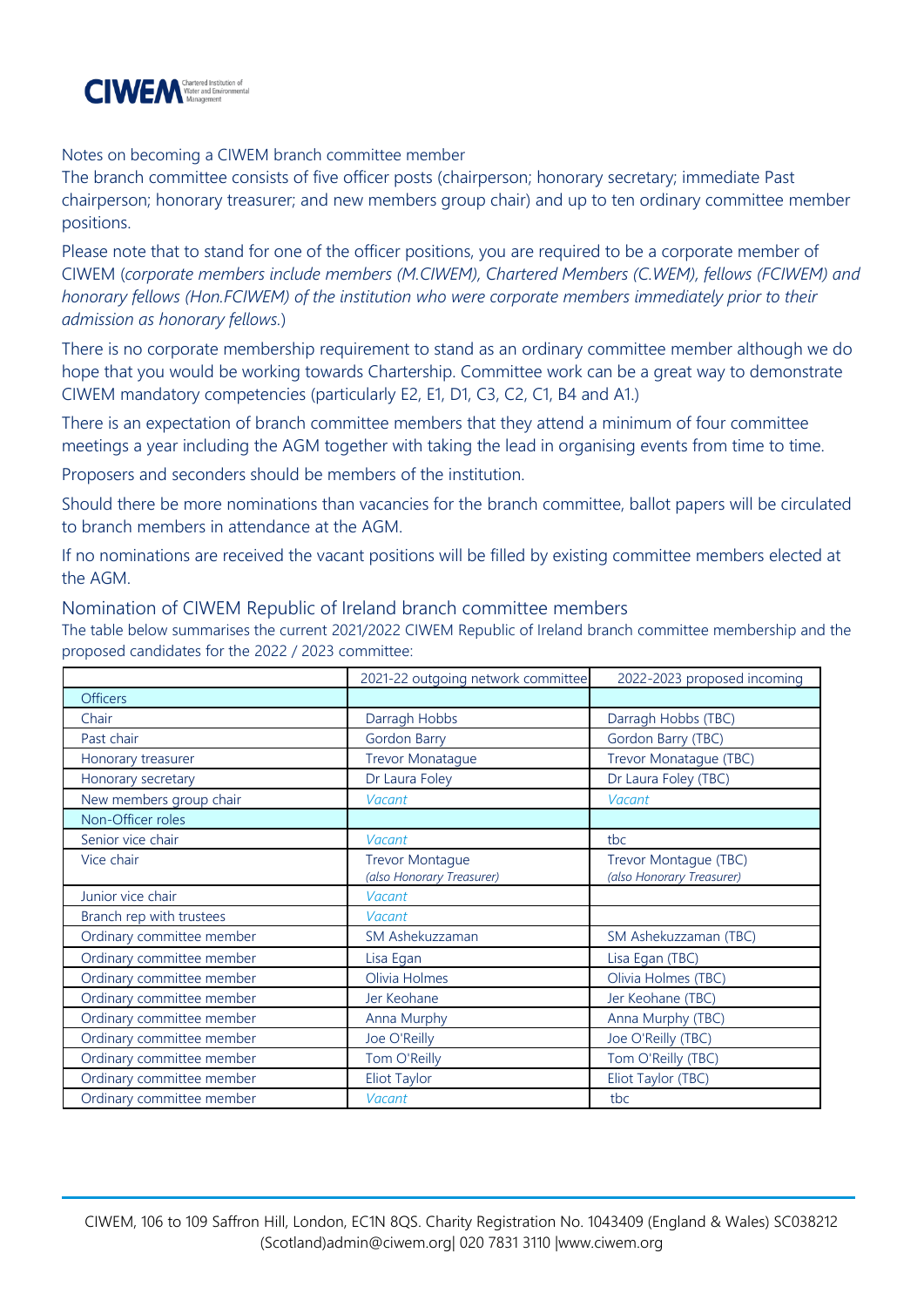Notes on becoming a CIWEM branch committee member

The branch committee consists of five officer posts (chairperson; honorary secretary; immediate Past chairperson; honorary treasurer; and new members group chair) and up to ten ordinary committee member positions.

Please note that to stand for one of the officer positions, you are required to be a corporate member of CIWEM (*corporate members include members (M.CIWEM), Chartered Members (C.WEM), fellows (FCIWEM) and honorary fellows (Hon.FCIWEM) of the institution who were corporate members immediately prior to their admission as honorary fellows.*)

There is no corporate membership requirement to stand as an ordinary committee member although we do hope that you would be working towards Chartership. Committee work can be a great way to demonstrate CIWEM mandatory competencies (particularly E2, E1, D1, C3, C2, C1, B4 and A1.)

There is an expectation of branch committee members that they attend a minimum of four committee meetings a year including the AGM together with taking the lead in organising events from time to time.

Proposers and seconders should be members of the institution.

Should there be more nominations than vacancies for the branch committee, ballot papers will be circulated to branch members in attendance at the AGM.

If no nominations are received the vacant positions will be filled by existing committee members elected at the AGM.

## Nomination of CIWEM Republic of Ireland branch committee members

The table below summarises the current 2021/2022 CIWEM Republic of Ireland branch committee membership and the proposed candidates for the 2022 / 2023 committee:

| | 2021-22 outgoing network committee | 2022-2023 proposed incoming |
|---|---|---|
| Officers | | |
| Chair | Darragh Hobbs | Darragh Hobbs (TBC) |
| Past chair | Gordon Barry | Gordon Barry (TBC) |
| Honorary treasurer | Trevor Monatague | Trevor Monatague (TBC) |
| Honorary secretary | Dr Laura Foley | Dr Laura Foley (TBC) |
| New members group chair | *Vacant* | *Vacant* |
| Non-Officer roles | | |
| Senior vice chair | *Vacant* | tbc |
| Vice chair | Trevor Montague *(also Honorary Treasurer)* | Trevor Montague (TBC) *(also Honorary Treasurer)* |
| Junior vice chair | *Vacant* | |
| Branch rep with trustees | *Vacant* | |
| Ordinary committee member | SM Ashekuzzaman | SM Ashekuzzaman (TBC) |
| Ordinary committee member | Lisa Egan | Lisa Egan (TBC) |
| Ordinary committee member | Olivia Holmes | Olivia Holmes (TBC) |
| Ordinary committee member | Jer Keohane | Jer Keohane (TBC) |
| Ordinary committee member | Anna Murphy | Anna Murphy (TBC) |
| Ordinary committee member | Joe O'Reilly | Joe O'Reilly (TBC) |
| Ordinary committee member | Tom O'Reilly | Tom O'Reilly (TBC) |
| Ordinary committee member | Eliot Taylor | Eliot Taylor (TBC) |
| Ordinary committee member | *Vacant* | tbc |